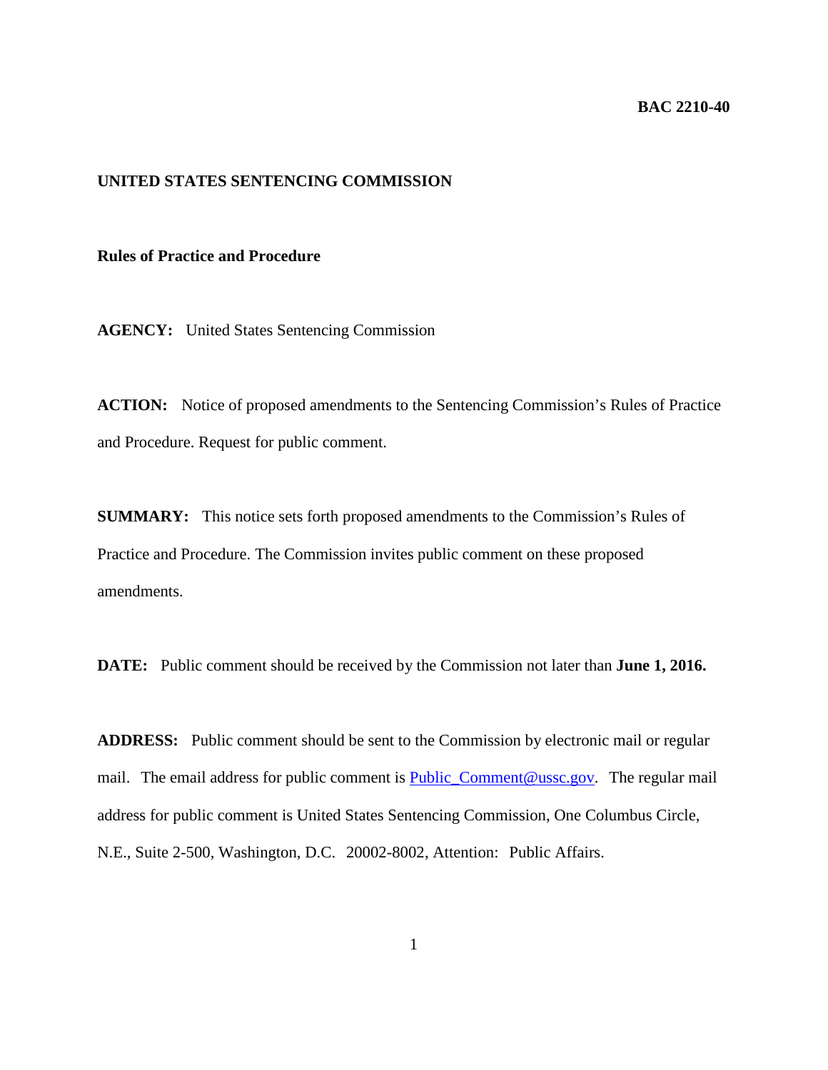**BAC 2210-40**

**UNITED STATES SENTENCING COMMISSION**

**Rules of Practice and Procedure**

**AGENCY:** United States Sentencing Commission

**ACTION:** Notice of proposed amendments to the Sentencing Commission's Rules of Practice and Procedure. Request for public comment.

**SUMMARY:** This notice sets forth proposed amendments to the Commission's Rules of Practice and Procedure. The Commission invites public comment on these proposed amendments.

**DATE:** Public comment should be received by the Commission not later than **June 1, 2016.**

**ADDRESS:** Public comment should be sent to the Commission by electronic mail or regular mail. The email address for public comment is Public_Comment@ussc.gov. The regular mail address for public comment is United States Sentencing Commission, One Columbus Circle, N.E., Suite 2-500, Washington, D.C. 20002-8002, Attention: Public Affairs.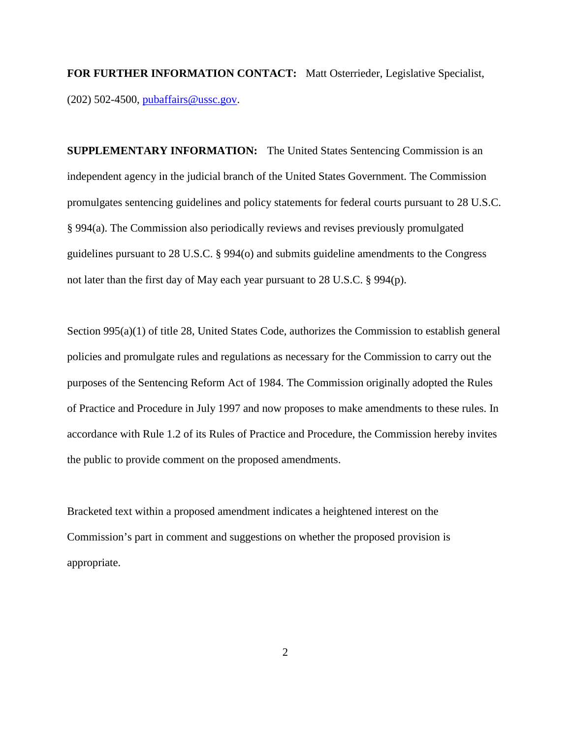**FOR FURTHER INFORMATION CONTACT:** Matt Osterrieder, Legislative Specialist, (202) 502-4500, pubaffairs@ussc.gov.

**SUPPLEMENTARY INFORMATION:** The United States Sentencing Commission is an independent agency in the judicial branch of the United States Government. The Commission promulgates sentencing guidelines and policy statements for federal courts pursuant to 28 U.S.C. § 994(a). The Commission also periodically reviews and revises previously promulgated guidelines pursuant to 28 U.S.C. § 994(o) and submits guideline amendments to the Congress not later than the first day of May each year pursuant to 28 U.S.C. § 994(p).

Section 995(a)(1) of title 28, United States Code, authorizes the Commission to establish general policies and promulgate rules and regulations as necessary for the Commission to carry out the purposes of the Sentencing Reform Act of 1984. The Commission originally adopted the Rules of Practice and Procedure in July 1997 and now proposes to make amendments to these rules. In accordance with Rule 1.2 of its Rules of Practice and Procedure, the Commission hereby invites the public to provide comment on the proposed amendments.

Bracketed text within a proposed amendment indicates a heightened interest on the Commission's part in comment and suggestions on whether the proposed provision is appropriate.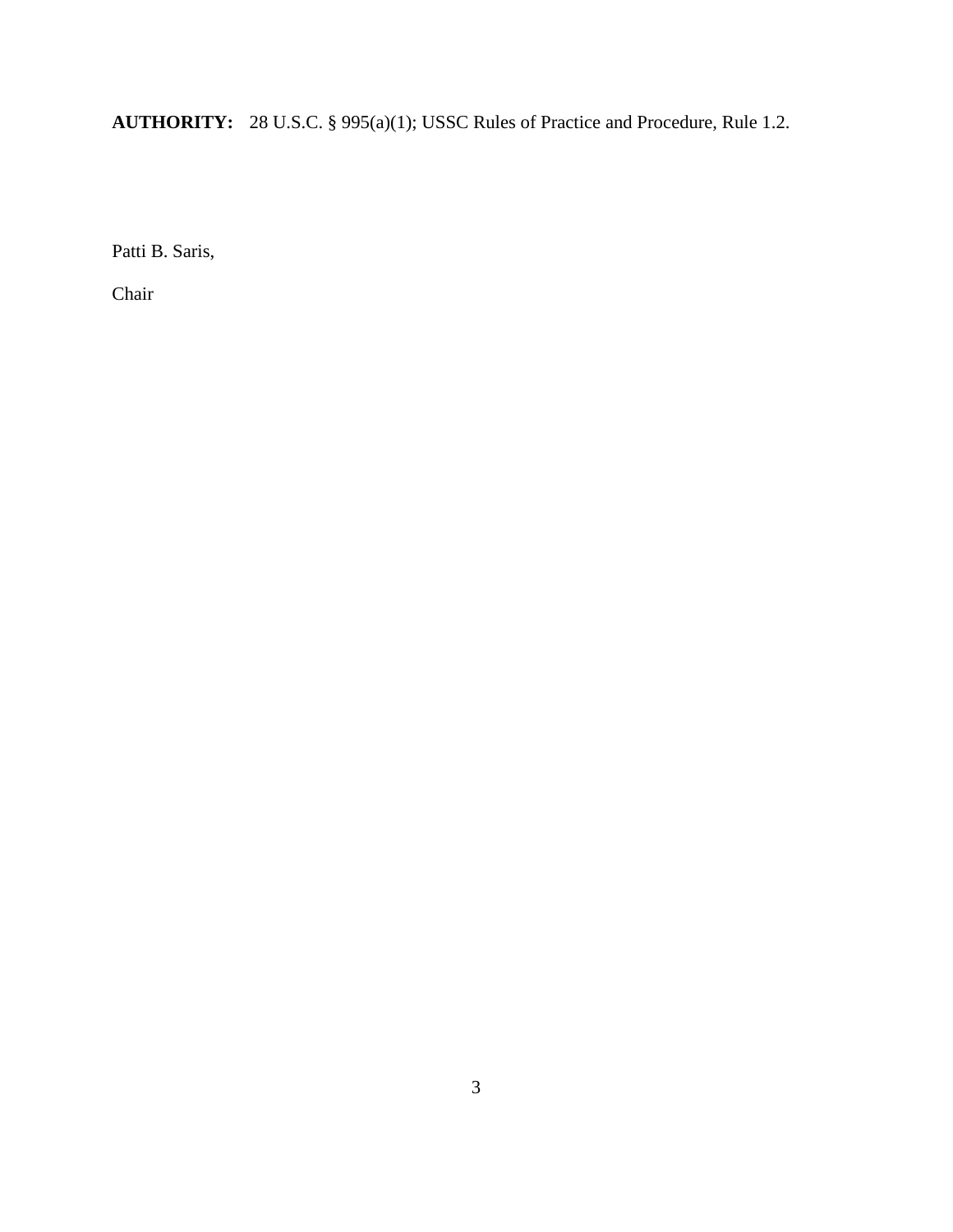**AUTHORITY:** 28 U.S.C. § 995(a)(1); USSC Rules of Practice and Procedure, Rule 1.2.

Patti B. Saris,

Chair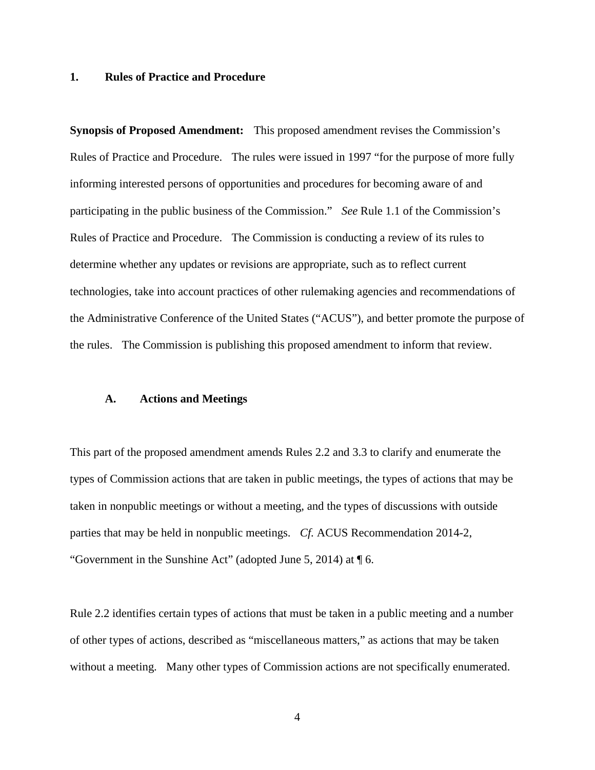## 1. Rules of Practice and Procedure

**Synopsis of Proposed Amendment:** This proposed amendment revises the Commission's Rules of Practice and Procedure. The rules were issued in 1997 "for the purpose of more fully informing interested persons of opportunities and procedures for becoming aware of and participating in the public business of the Commission." *See* Rule 1.1 of the Commission's Rules of Practice and Procedure. The Commission is conducting a review of its rules to determine whether any updates or revisions are appropriate, such as to reflect current technologies, take into account practices of other rulemaking agencies and recommendations of the Administrative Conference of the United States ("ACUS"), and better promote the purpose of the rules. The Commission is publishing this proposed amendment to inform that review.

### A. Actions and Meetings

This part of the proposed amendment amends Rules 2.2 and 3.3 to clarify and enumerate the types of Commission actions that are taken in public meetings, the types of actions that may be taken in nonpublic meetings or without a meeting, and the types of discussions with outside parties that may be held in nonpublic meetings. *Cf.* ACUS Recommendation 2014-2, "Government in the Sunshine Act" (adopted June 5, 2014) at ¶ 6.

Rule 2.2 identifies certain types of actions that must be taken in a public meeting and a number of other types of actions, described as "miscellaneous matters," as actions that may be taken without a meeting. Many other types of Commission actions are not specifically enumerated.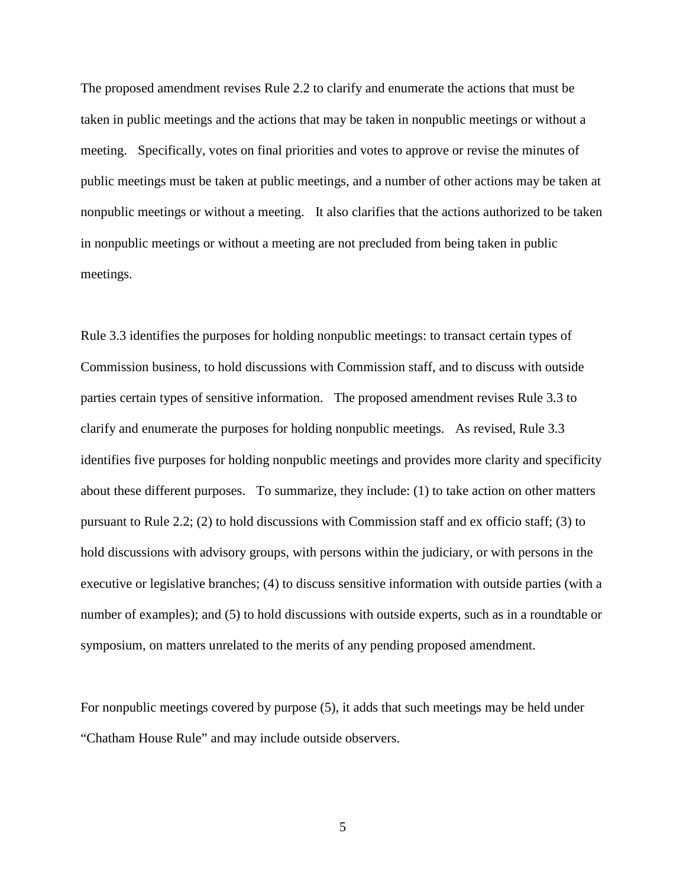The proposed amendment revises Rule 2.2 to clarify and enumerate the actions that must be taken in public meetings and the actions that may be taken in nonpublic meetings or without a meeting. Specifically, votes on final priorities and votes to approve or revise the minutes of public meetings must be taken at public meetings, and a number of other actions may be taken at nonpublic meetings or without a meeting. It also clarifies that the actions authorized to be taken in nonpublic meetings or without a meeting are not precluded from being taken in public meetings.

Rule 3.3 identifies the purposes for holding nonpublic meetings: to transact certain types of Commission business, to hold discussions with Commission staff, and to discuss with outside parties certain types of sensitive information. The proposed amendment revises Rule 3.3 to clarify and enumerate the purposes for holding nonpublic meetings. As revised, Rule 3.3 identifies five purposes for holding nonpublic meetings and provides more clarity and specificity about these different purposes. To summarize, they include: (1) to take action on other matters pursuant to Rule 2.2; (2) to hold discussions with Commission staff and ex officio staff; (3) to hold discussions with advisory groups, with persons within the judiciary, or with persons in the executive or legislative branches; (4) to discuss sensitive information with outside parties (with a number of examples); and (5) to hold discussions with outside experts, such as in a roundtable or symposium, on matters unrelated to the merits of any pending proposed amendment.

For nonpublic meetings covered by purpose (5), it adds that such meetings may be held under "Chatham House Rule" and may include outside observers.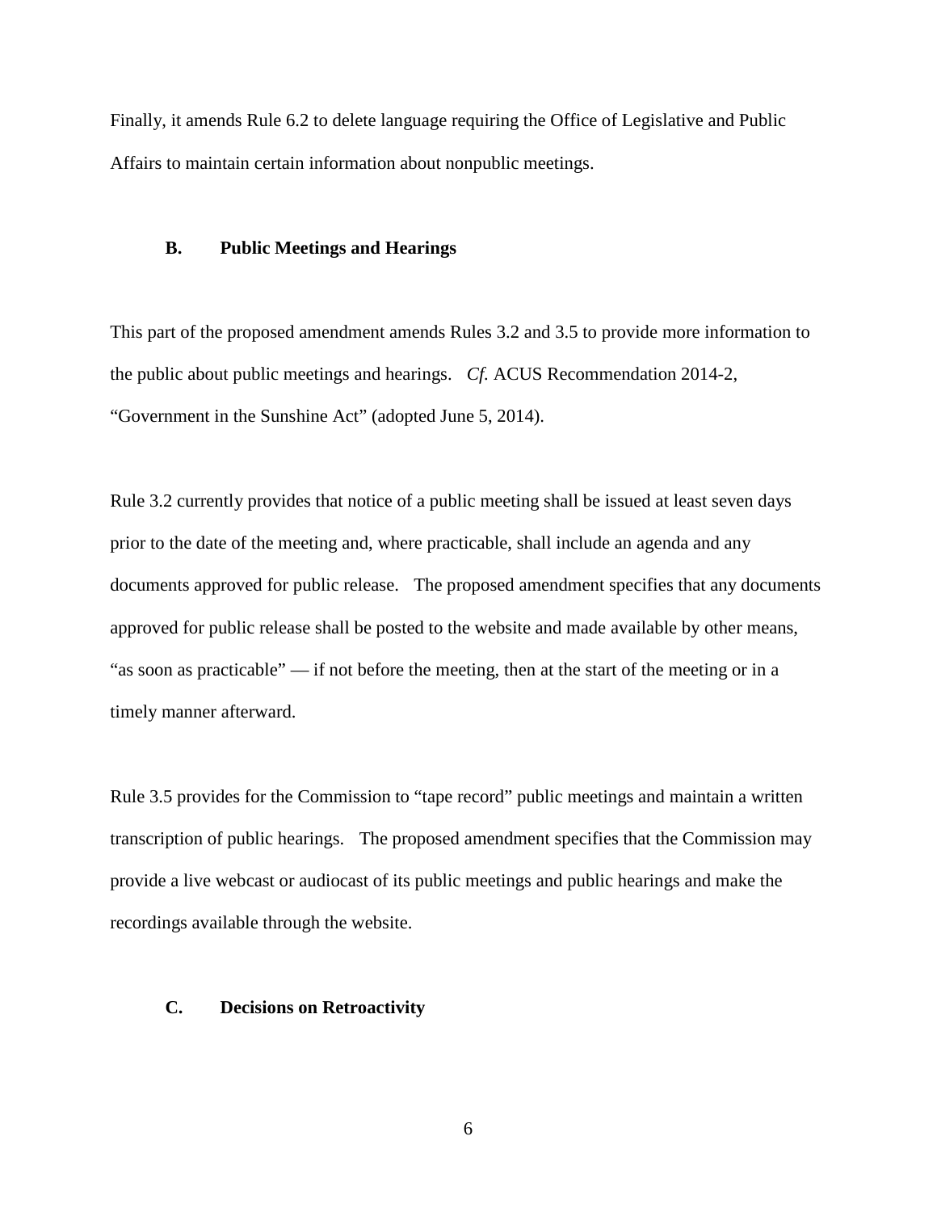Finally, it amends Rule 6.2 to delete language requiring the Office of Legislative and Public Affairs to maintain certain information about nonpublic meetings.

### B. Public Meetings and Hearings

This part of the proposed amendment amends Rules 3.2 and 3.5 to provide more information to the public about public meetings and hearings. *Cf.* ACUS Recommendation 2014-2, "Government in the Sunshine Act" (adopted June 5, 2014).

Rule 3.2 currently provides that notice of a public meeting shall be issued at least seven days prior to the date of the meeting and, where practicable, shall include an agenda and any documents approved for public release. The proposed amendment specifies that any documents approved for public release shall be posted to the website and made available by other means, "as soon as practicable" — if not before the meeting, then at the start of the meeting or in a timely manner afterward.

Rule 3.5 provides for the Commission to "tape record" public meetings and maintain a written transcription of public hearings. The proposed amendment specifies that the Commission may provide a live webcast or audiocast of its public meetings and public hearings and make the recordings available through the website.

### C. Decisions on Retroactivity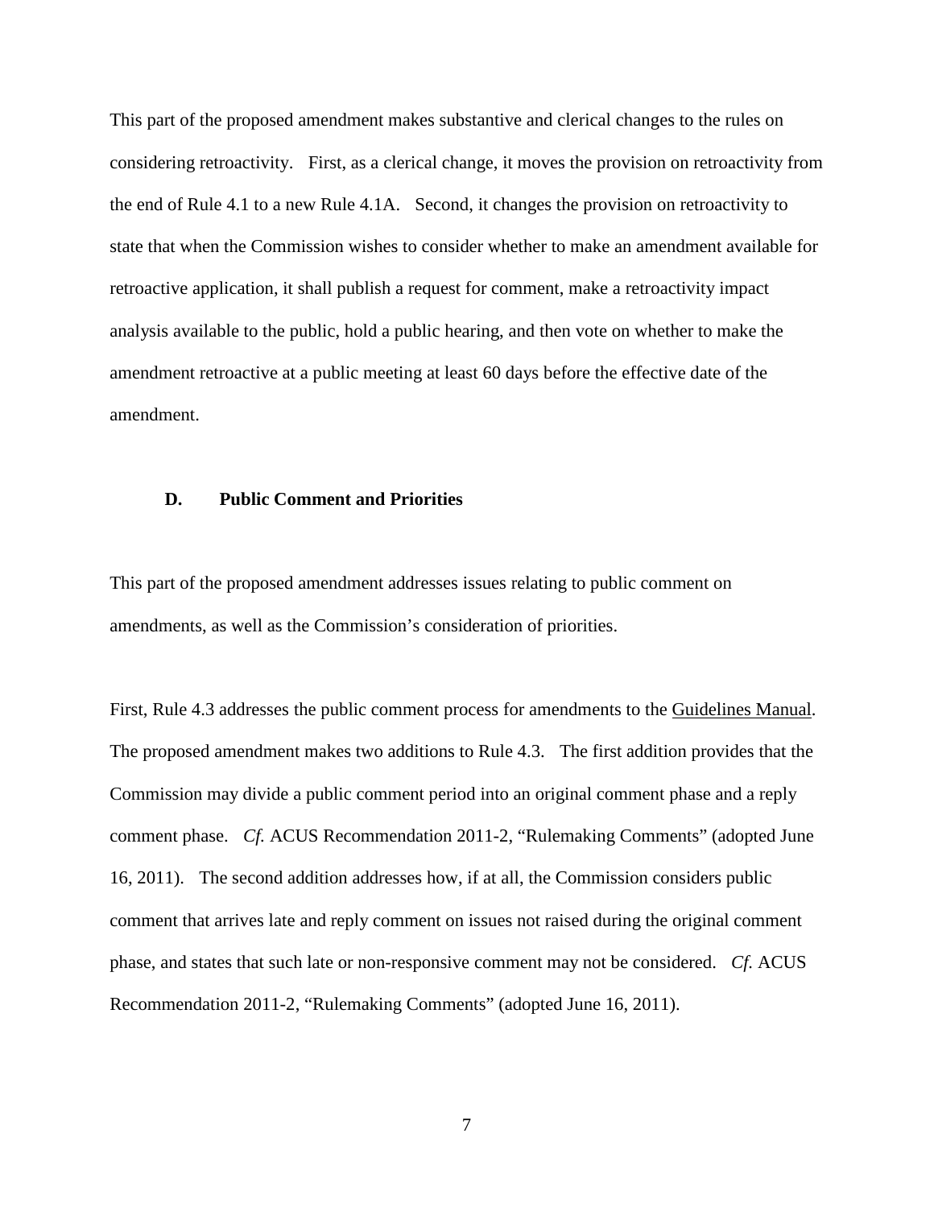This part of the proposed amendment makes substantive and clerical changes to the rules on considering retroactivity. First, as a clerical change, it moves the provision on retroactivity from the end of Rule 4.1 to a new Rule 4.1A. Second, it changes the provision on retroactivity to state that when the Commission wishes to consider whether to make an amendment available for retroactive application, it shall publish a request for comment, make a retroactivity impact analysis available to the public, hold a public hearing, and then vote on whether to make the amendment retroactive at a public meeting at least 60 days before the effective date of the amendment.

### D. Public Comment and Priorities

This part of the proposed amendment addresses issues relating to public comment on amendments, as well as the Commission's consideration of priorities.

First, Rule 4.3 addresses the public comment process for amendments to the Guidelines Manual. The proposed amendment makes two additions to Rule 4.3. The first addition provides that the Commission may divide a public comment period into an original comment phase and a reply comment phase. *Cf.* ACUS Recommendation 2011-2, "Rulemaking Comments" (adopted June 16, 2011). The second addition addresses how, if at all, the Commission considers public comment that arrives late and reply comment on issues not raised during the original comment phase, and states that such late or non-responsive comment may not be considered. *Cf.* ACUS Recommendation 2011-2, "Rulemaking Comments" (adopted June 16, 2011).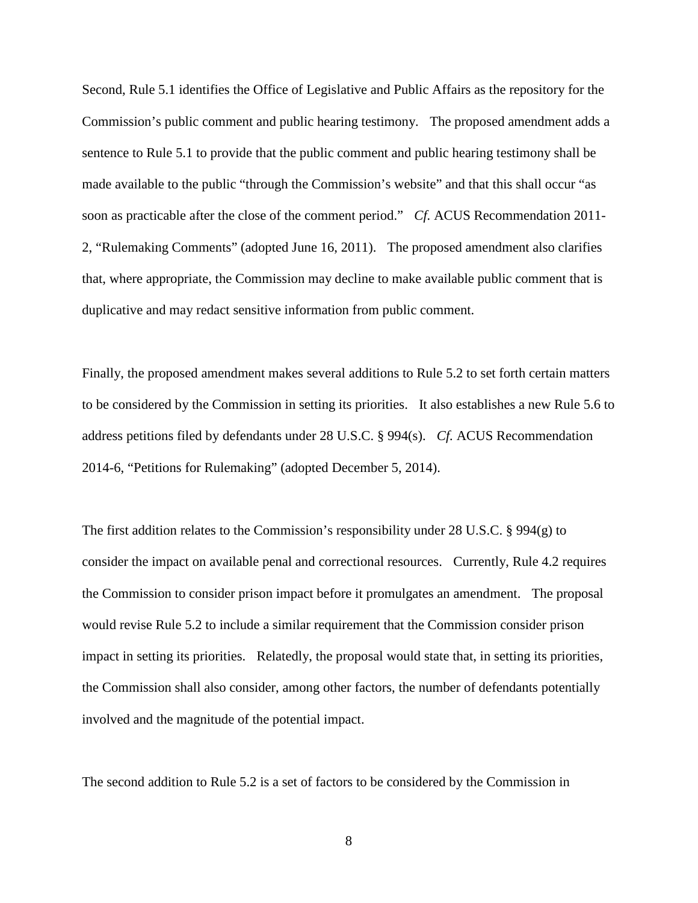Second, Rule 5.1 identifies the Office of Legislative and Public Affairs as the repository for the Commission's public comment and public hearing testimony. The proposed amendment adds a sentence to Rule 5.1 to provide that the public comment and public hearing testimony shall be made available to the public "through the Commission's website" and that this shall occur "as soon as practicable after the close of the comment period." *Cf.* ACUS Recommendation 2011-2, "Rulemaking Comments" (adopted June 16, 2011). The proposed amendment also clarifies that, where appropriate, the Commission may decline to make available public comment that is duplicative and may redact sensitive information from public comment.

Finally, the proposed amendment makes several additions to Rule 5.2 to set forth certain matters to be considered by the Commission in setting its priorities. It also establishes a new Rule 5.6 to address petitions filed by defendants under 28 U.S.C. § 994(s). *Cf.* ACUS Recommendation 2014-6, "Petitions for Rulemaking" (adopted December 5, 2014).

The first addition relates to the Commission's responsibility under 28 U.S.C. § 994(g) to consider the impact on available penal and correctional resources. Currently, Rule 4.2 requires the Commission to consider prison impact before it promulgates an amendment. The proposal would revise Rule 5.2 to include a similar requirement that the Commission consider prison impact in setting its priorities. Relatedly, the proposal would state that, in setting its priorities, the Commission shall also consider, among other factors, the number of defendants potentially involved and the magnitude of the potential impact.

The second addition to Rule 5.2 is a set of factors to be considered by the Commission in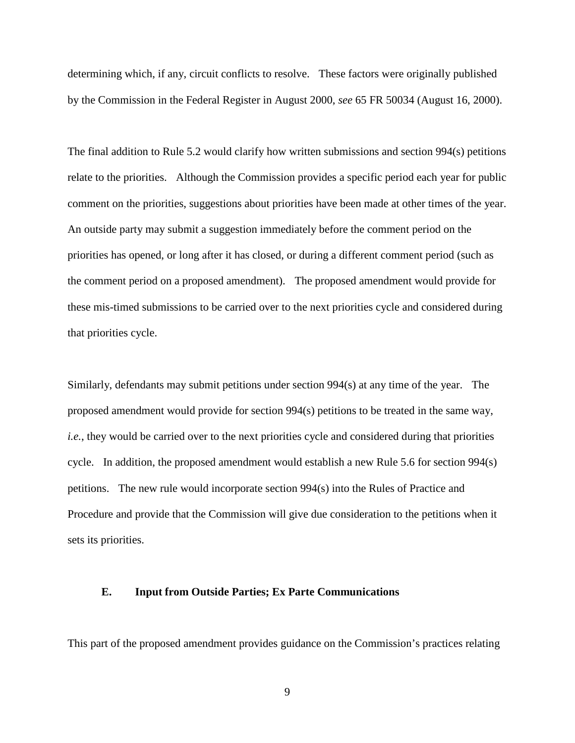determining which, if any, circuit conflicts to resolve. These factors were originally published by the Commission in the Federal Register in August 2000, *see* 65 FR 50034 (August 16, 2000).

The final addition to Rule 5.2 would clarify how written submissions and section 994(s) petitions relate to the priorities. Although the Commission provides a specific period each year for public comment on the priorities, suggestions about priorities have been made at other times of the year. An outside party may submit a suggestion immediately before the comment period on the priorities has opened, or long after it has closed, or during a different comment period (such as the comment period on a proposed amendment). The proposed amendment would provide for these mis-timed submissions to be carried over to the next priorities cycle and considered during that priorities cycle.

Similarly, defendants may submit petitions under section 994(s) at any time of the year. The proposed amendment would provide for section 994(s) petitions to be treated in the same way, *i.e.*, they would be carried over to the next priorities cycle and considered during that priorities cycle. In addition, the proposed amendment would establish a new Rule 5.6 for section 994(s) petitions. The new rule would incorporate section 994(s) into the Rules of Practice and Procedure and provide that the Commission will give due consideration to the petitions when it sets its priorities.

### E. Input from Outside Parties; Ex Parte Communications

This part of the proposed amendment provides guidance on the Commission's practices relating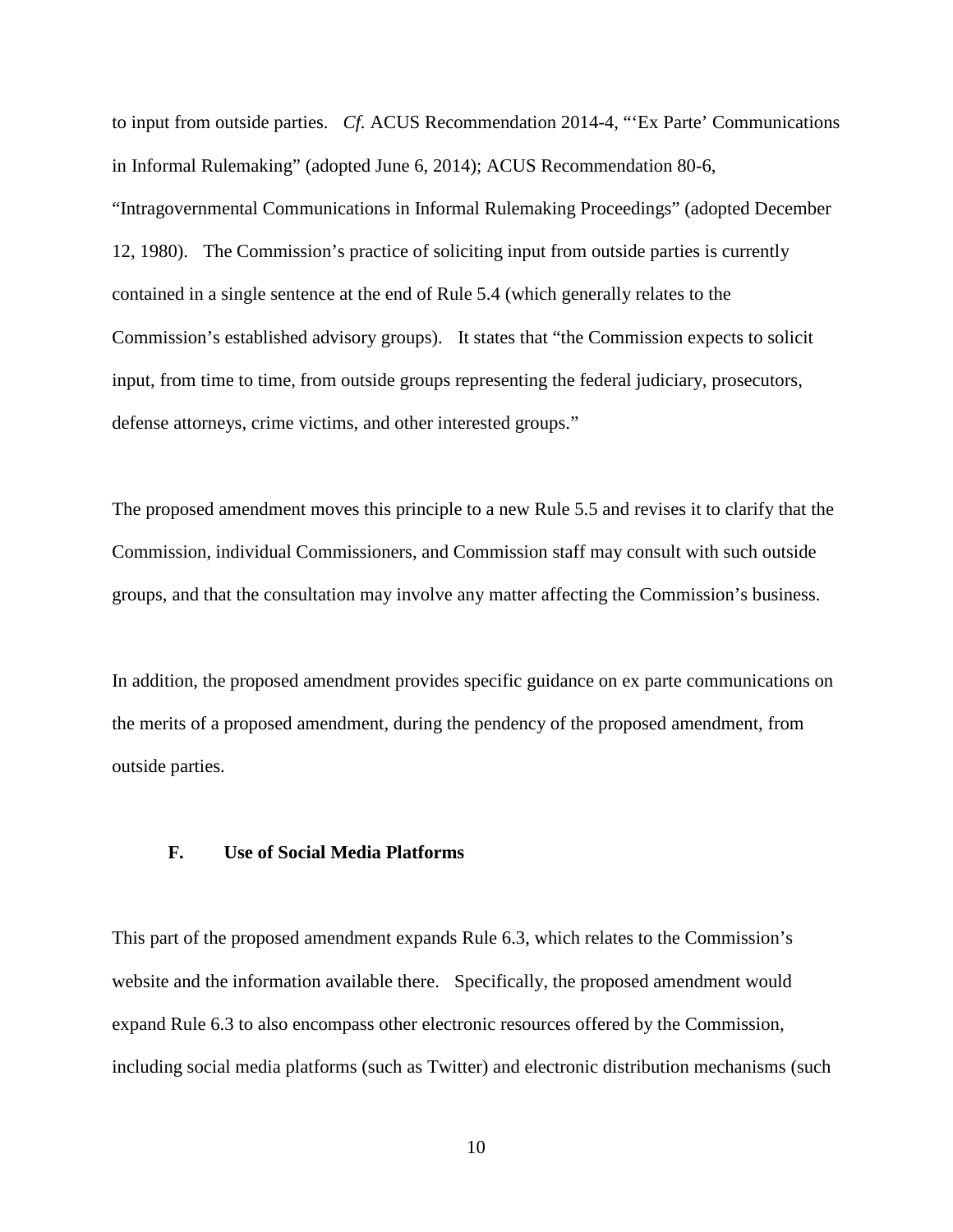to input from outside parties. *Cf.* ACUS Recommendation 2014-4, "'Ex Parte' Communications in Informal Rulemaking" (adopted June 6, 2014); ACUS Recommendation 80-6, "Intragovernmental Communications in Informal Rulemaking Proceedings" (adopted December 12, 1980). The Commission's practice of soliciting input from outside parties is currently contained in a single sentence at the end of Rule 5.4 (which generally relates to the Commission's established advisory groups). It states that "the Commission expects to solicit input, from time to time, from outside groups representing the federal judiciary, prosecutors, defense attorneys, crime victims, and other interested groups."

The proposed amendment moves this principle to a new Rule 5.5 and revises it to clarify that the Commission, individual Commissioners, and Commission staff may consult with such outside groups, and that the consultation may involve any matter affecting the Commission's business.

In addition, the proposed amendment provides specific guidance on ex parte communications on the merits of a proposed amendment, during the pendency of the proposed amendment, from outside parties.

### F. Use of Social Media Platforms

This part of the proposed amendment expands Rule 6.3, which relates to the Commission's website and the information available there. Specifically, the proposed amendment would expand Rule 6.3 to also encompass other electronic resources offered by the Commission, including social media platforms (such as Twitter) and electronic distribution mechanisms (such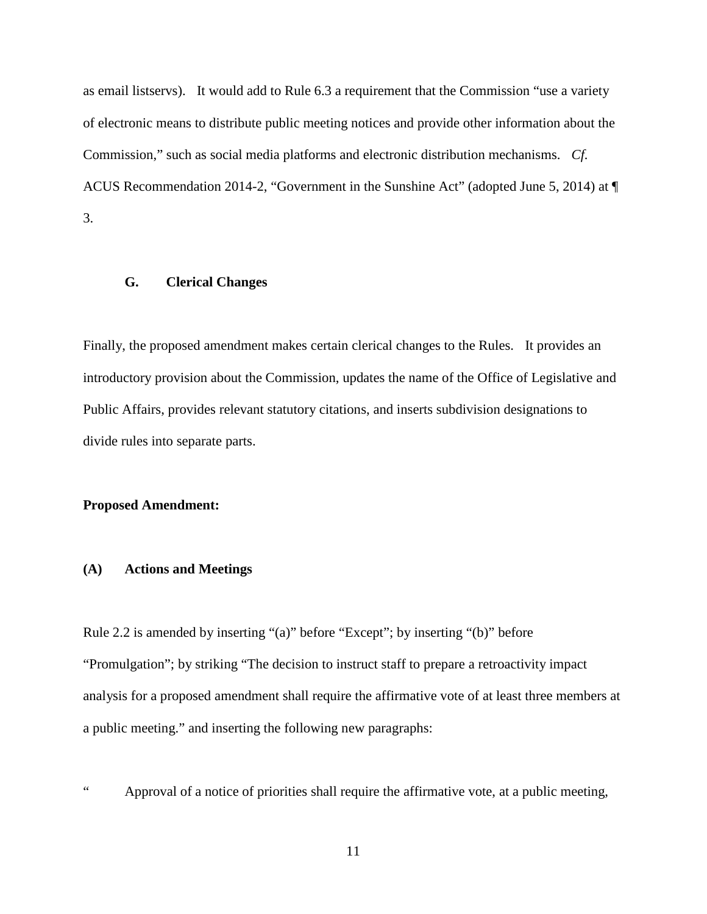as email listservs). It would add to Rule 6.3 a requirement that the Commission "use a variety of electronic means to distribute public meeting notices and provide other information about the Commission," such as social media platforms and electronic distribution mechanisms. *Cf.* ACUS Recommendation 2014-2, "Government in the Sunshine Act" (adopted June 5, 2014) at ¶ 3.

### G. Clerical Changes

Finally, the proposed amendment makes certain clerical changes to the Rules. It provides an introductory provision about the Commission, updates the name of the Office of Legislative and Public Affairs, provides relevant statutory citations, and inserts subdivision designations to divide rules into separate parts.

**Proposed Amendment:**

**(A) Actions and Meetings**

Rule 2.2 is amended by inserting "(a)" before "Except"; by inserting "(b)" before "Promulgation"; by striking "The decision to instruct staff to prepare a retroactivity impact analysis for a proposed amendment shall require the affirmative vote of at least three members at a public meeting." and inserting the following new paragraphs:

" Approval of a notice of priorities shall require the affirmative vote, at a public meeting,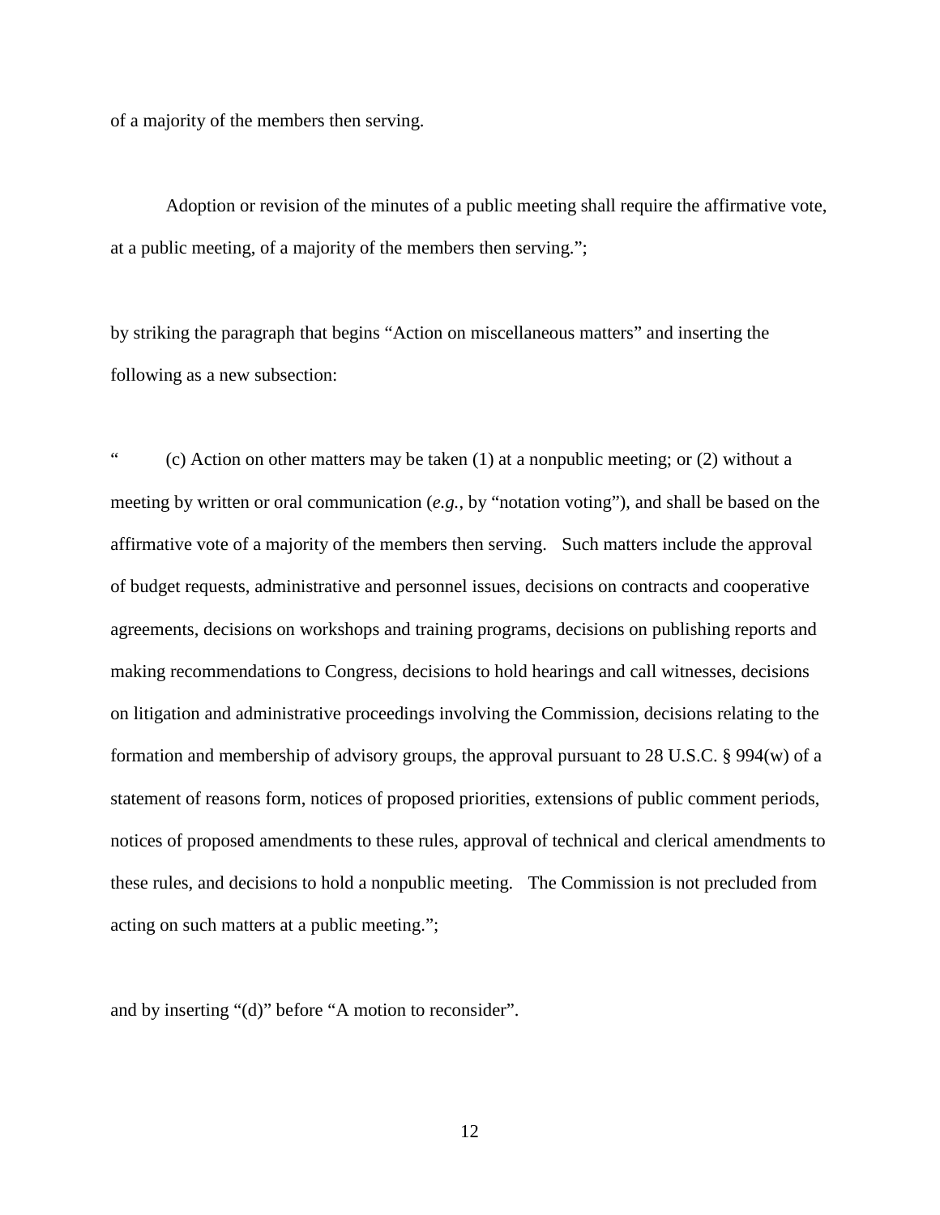of a majority of the members then serving.

Adoption or revision of the minutes of a public meeting shall require the affirmative vote, at a public meeting, of a majority of the members then serving.";

by striking the paragraph that begins "Action on miscellaneous matters" and inserting the following as a new subsection:

" (c) Action on other matters may be taken (1) at a nonpublic meeting; or (2) without a meeting by written or oral communication (*e.g.*, by "notation voting"), and shall be based on the affirmative vote of a majority of the members then serving. Such matters include the approval of budget requests, administrative and personnel issues, decisions on contracts and cooperative agreements, decisions on workshops and training programs, decisions on publishing reports and making recommendations to Congress, decisions to hold hearings and call witnesses, decisions on litigation and administrative proceedings involving the Commission, decisions relating to the formation and membership of advisory groups, the approval pursuant to 28 U.S.C. § 994(w) of a statement of reasons form, notices of proposed priorities, extensions of public comment periods, notices of proposed amendments to these rules, approval of technical and clerical amendments to these rules, and decisions to hold a nonpublic meeting. The Commission is not precluded from acting on such matters at a public meeting.";

and by inserting "(d)" before "A motion to reconsider".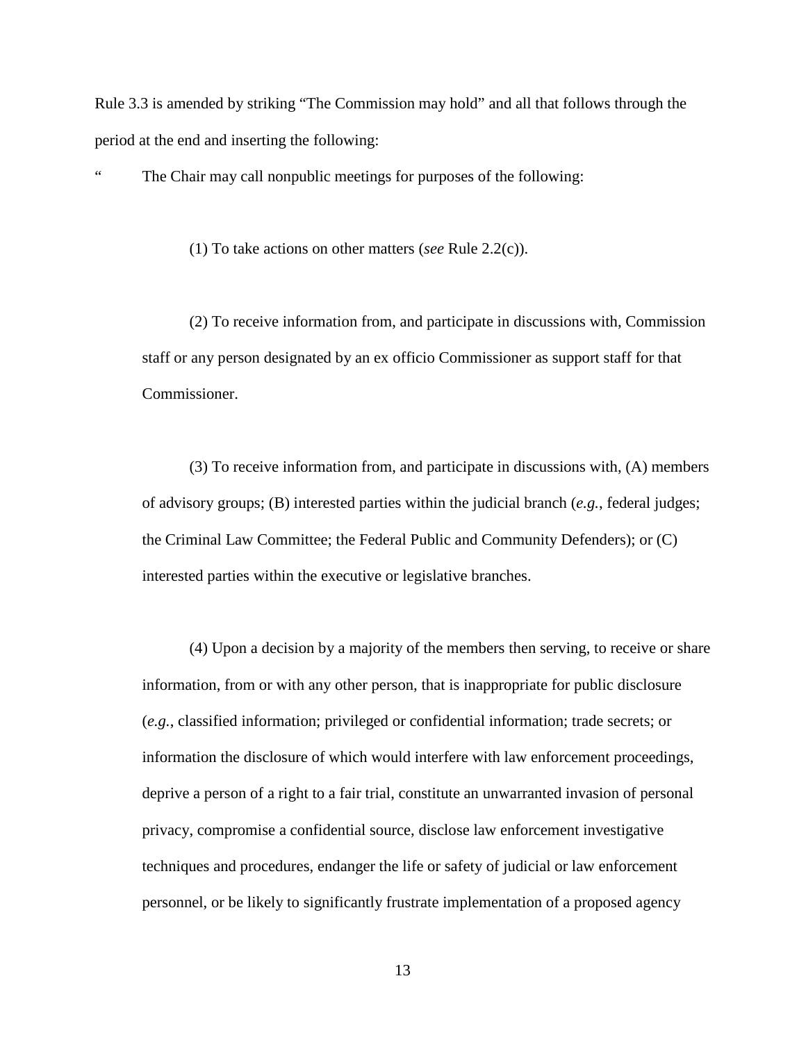Rule 3.3 is amended by striking "The Commission may hold" and all that follows through the period at the end and inserting the following:

" The Chair may call nonpublic meetings for purposes of the following:

(1) To take actions on other matters (*see* Rule 2.2(c)).

(2) To receive information from, and participate in discussions with, Commission staff or any person designated by an ex officio Commissioner as support staff for that Commissioner.

(3) To receive information from, and participate in discussions with, (A) members of advisory groups; (B) interested parties within the judicial branch (*e.g.*, federal judges; the Criminal Law Committee; the Federal Public and Community Defenders); or (C) interested parties within the executive or legislative branches.

(4) Upon a decision by a majority of the members then serving, to receive or share information, from or with any other person, that is inappropriate for public disclosure (*e.g.*, classified information; privileged or confidential information; trade secrets; or information the disclosure of which would interfere with law enforcement proceedings, deprive a person of a right to a fair trial, constitute an unwarranted invasion of personal privacy, compromise a confidential source, disclose law enforcement investigative techniques and procedures, endanger the life or safety of judicial or law enforcement personnel, or be likely to significantly frustrate implementation of a proposed agency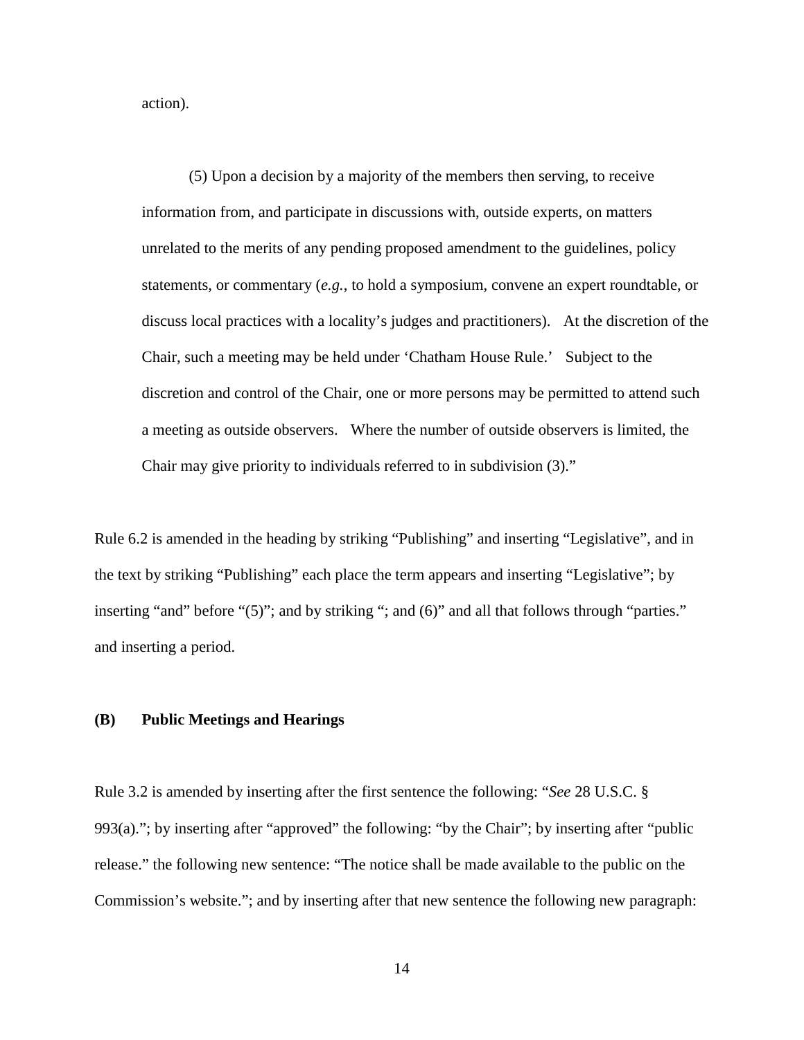action).

(5) Upon a decision by a majority of the members then serving, to receive information from, and participate in discussions with, outside experts, on matters unrelated to the merits of any pending proposed amendment to the guidelines, policy statements, or commentary (*e.g.*, to hold a symposium, convene an expert roundtable, or discuss local practices with a locality's judges and practitioners). At the discretion of the Chair, such a meeting may be held under 'Chatham House Rule.' Subject to the discretion and control of the Chair, one or more persons may be permitted to attend such a meeting as outside observers. Where the number of outside observers is limited, the Chair may give priority to individuals referred to in subdivision (3)."

Rule 6.2 is amended in the heading by striking "Publishing" and inserting "Legislative", and in the text by striking "Publishing" each place the term appears and inserting "Legislative"; by inserting "and" before "(5)"; and by striking "; and (6)" and all that follows through "parties." and inserting a period.

**(B) Public Meetings and Hearings**

Rule 3.2 is amended by inserting after the first sentence the following: "*See* 28 U.S.C. § 993(a)."; by inserting after "approved" the following: "by the Chair"; by inserting after "public release." the following new sentence: "The notice shall be made available to the public on the Commission's website."; and by inserting after that new sentence the following new paragraph: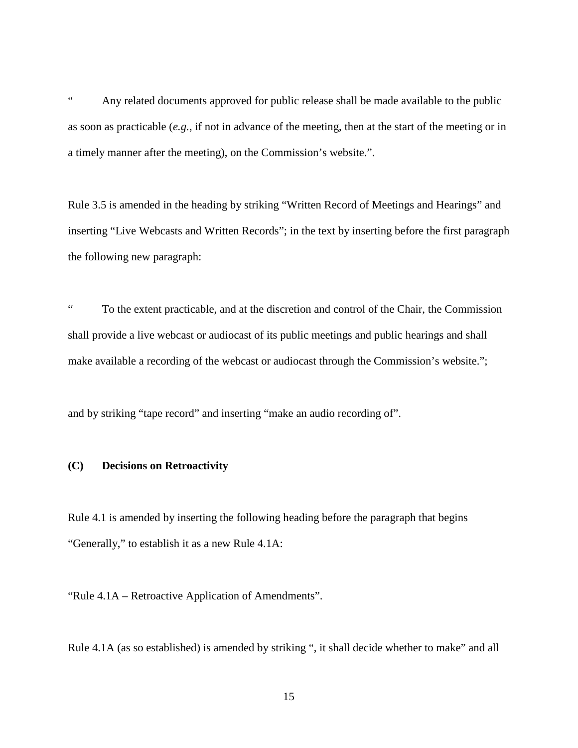" Any related documents approved for public release shall be made available to the public as soon as practicable (*e.g.*, if not in advance of the meeting, then at the start of the meeting or in a timely manner after the meeting), on the Commission's website.".

Rule 3.5 is amended in the heading by striking "Written Record of Meetings and Hearings" and inserting "Live Webcasts and Written Records"; in the text by inserting before the first paragraph the following new paragraph:

" To the extent practicable, and at the discretion and control of the Chair, the Commission shall provide a live webcast or audiocast of its public meetings and public hearings and shall make available a recording of the webcast or audiocast through the Commission's website.";

and by striking "tape record" and inserting "make an audio recording of".

**(C) Decisions on Retroactivity**

Rule 4.1 is amended by inserting the following heading before the paragraph that begins "Generally," to establish it as a new Rule 4.1A:

"Rule 4.1A – Retroactive Application of Amendments".

Rule 4.1A (as so established) is amended by striking ", it shall decide whether to make" and all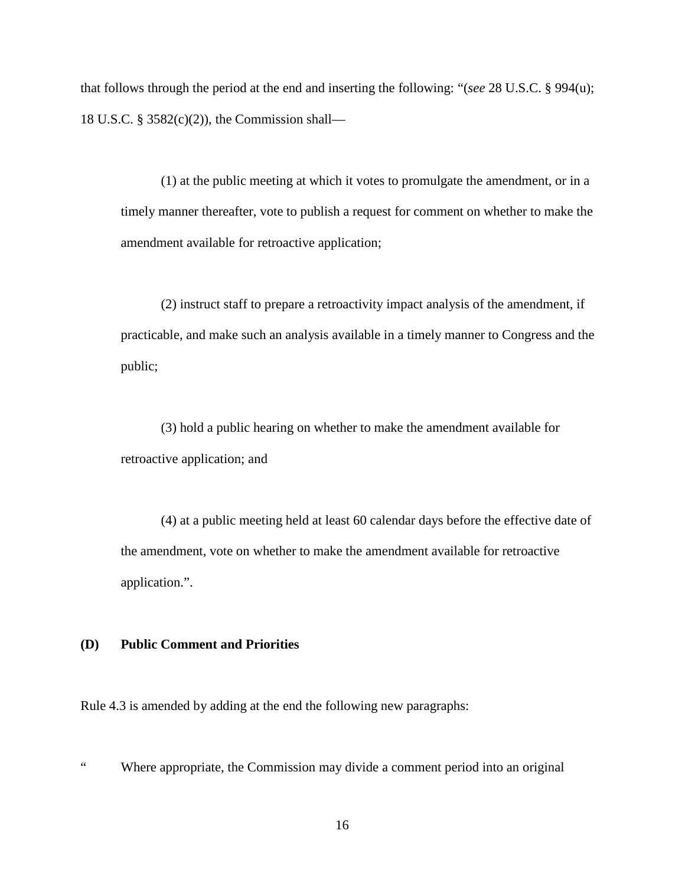that follows through the period at the end and inserting the following: "(*see* 28 U.S.C. § 994(u); 18 U.S.C. § 3582(c)(2)), the Commission shall—

> (1) at the public meeting at which it votes to promulgate the amendment, or in a timely manner thereafter, vote to publish a request for comment on whether to make the amendment available for retroactive application;
>
> (2) instruct staff to prepare a retroactivity impact analysis of the amendment, if practicable, and make such an analysis available in a timely manner to Congress and the public;
>
> (3) hold a public hearing on whether to make the amendment available for retroactive application; and
>
> (4) at a public meeting held at least 60 calendar days before the effective date of the amendment, vote on whether to make the amendment available for retroactive application.".

**(D) Public Comment and Priorities**

Rule 4.3 is amended by adding at the end the following new paragraphs:

" Where appropriate, the Commission may divide a comment period into an original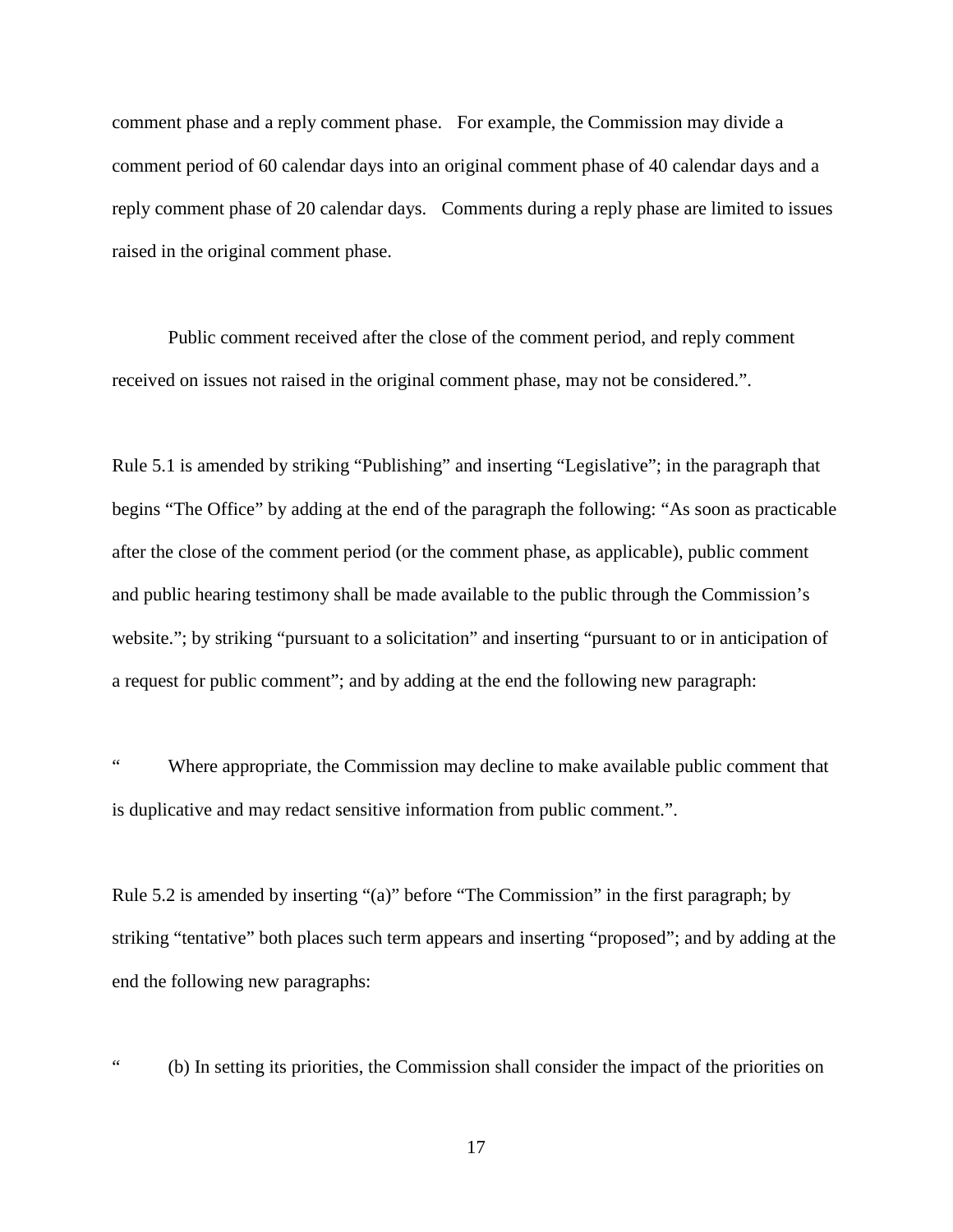comment phase and a reply comment phase. For example, the Commission may divide a comment period of 60 calendar days into an original comment phase of 40 calendar days and a reply comment phase of 20 calendar days. Comments during a reply phase are limited to issues raised in the original comment phase.

Public comment received after the close of the comment period, and reply comment received on issues not raised in the original comment phase, may not be considered.".

Rule 5.1 is amended by striking "Publishing" and inserting "Legislative"; in the paragraph that begins "The Office" by adding at the end of the paragraph the following: "As soon as practicable after the close of the comment period (or the comment phase, as applicable), public comment and public hearing testimony shall be made available to the public through the Commission's website."; by striking "pursuant to a solicitation" and inserting "pursuant to or in anticipation of a request for public comment"; and by adding at the end the following new paragraph:

" Where appropriate, the Commission may decline to make available public comment that is duplicative and may redact sensitive information from public comment.".

Rule 5.2 is amended by inserting "(a)" before "The Commission" in the first paragraph; by striking "tentative" both places such term appears and inserting "proposed"; and by adding at the end the following new paragraphs:

" (b) In setting its priorities, the Commission shall consider the impact of the priorities on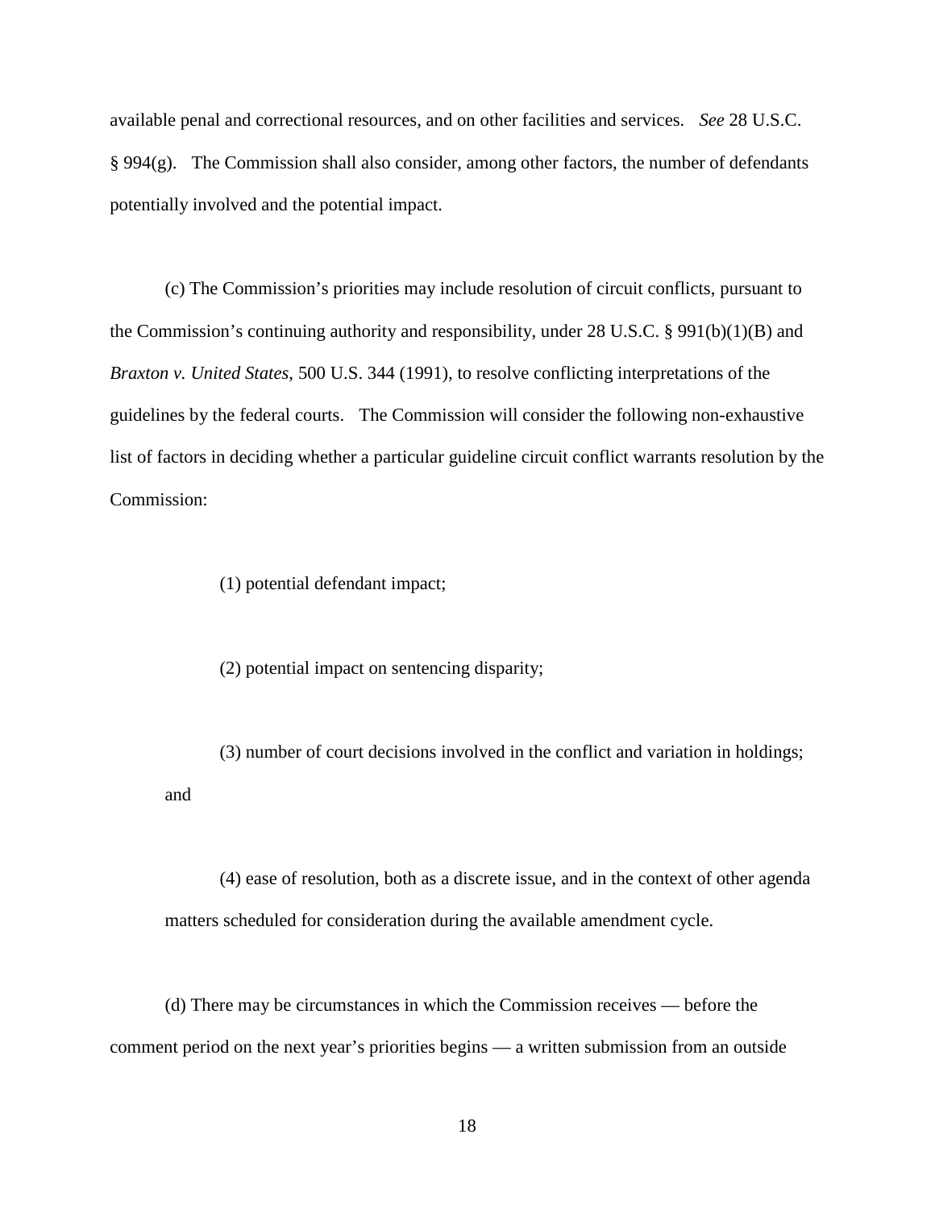available penal and correctional resources, and on other facilities and services. *See* 28 U.S.C. § 994(g). The Commission shall also consider, among other factors, the number of defendants potentially involved and the potential impact.

(c) The Commission's priorities may include resolution of circuit conflicts, pursuant to the Commission's continuing authority and responsibility, under 28 U.S.C. § 991(b)(1)(B) and *Braxton v. United States*, 500 U.S. 344 (1991), to resolve conflicting interpretations of the guidelines by the federal courts. The Commission will consider the following non-exhaustive list of factors in deciding whether a particular guideline circuit conflict warrants resolution by the Commission:

(1) potential defendant impact;

(2) potential impact on sentencing disparity;

(3) number of court decisions involved in the conflict and variation in holdings; and

(4) ease of resolution, both as a discrete issue, and in the context of other agenda matters scheduled for consideration during the available amendment cycle.

(d) There may be circumstances in which the Commission receives — before the comment period on the next year's priorities begins — a written submission from an outside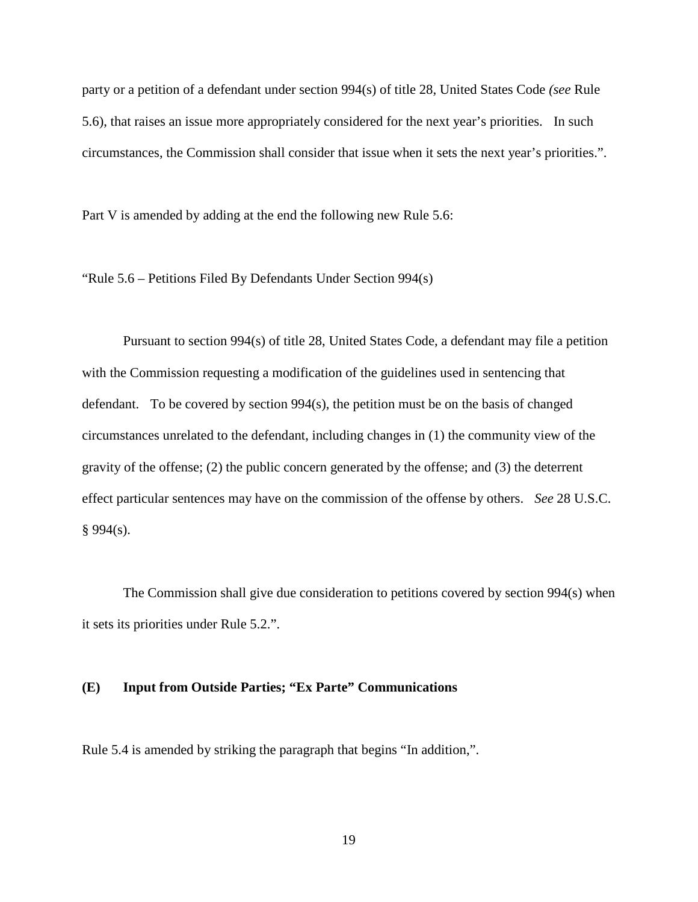party or a petition of a defendant under section 994(s) of title 28, United States Code *(see* Rule 5.6), that raises an issue more appropriately considered for the next year's priorities. In such circumstances, the Commission shall consider that issue when it sets the next year's priorities.".

Part V is amended by adding at the end the following new Rule 5.6:

"Rule 5.6 – Petitions Filed By Defendants Under Section 994(s)

Pursuant to section 994(s) of title 28, United States Code, a defendant may file a petition with the Commission requesting a modification of the guidelines used in sentencing that defendant. To be covered by section 994(s), the petition must be on the basis of changed circumstances unrelated to the defendant, including changes in (1) the community view of the gravity of the offense; (2) the public concern generated by the offense; and (3) the deterrent effect particular sentences may have on the commission of the offense by others. *See* 28 U.S.C. § 994(s).

The Commission shall give due consideration to petitions covered by section 994(s) when it sets its priorities under Rule 5.2.".

**(E) Input from Outside Parties; "Ex Parte" Communications**

Rule 5.4 is amended by striking the paragraph that begins "In addition,".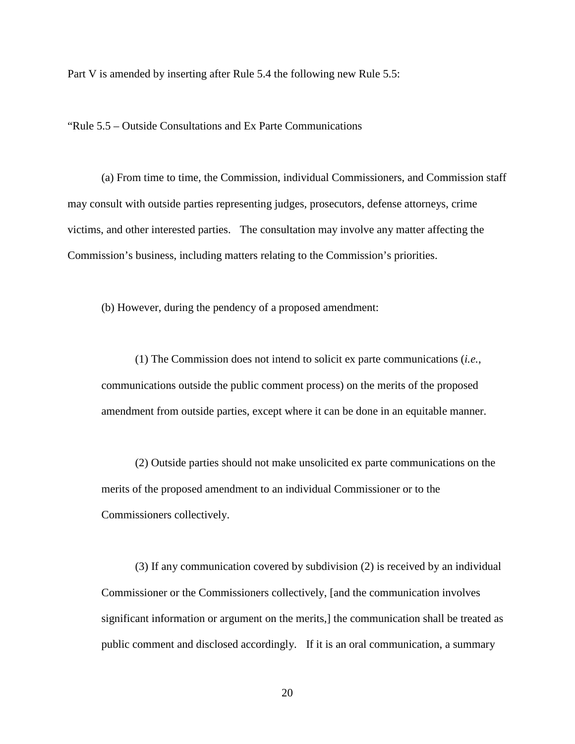Part V is amended by inserting after Rule 5.4 the following new Rule 5.5:

"Rule 5.5 – Outside Consultations and Ex Parte Communications

(a) From time to time, the Commission, individual Commissioners, and Commission staff may consult with outside parties representing judges, prosecutors, defense attorneys, crime victims, and other interested parties. The consultation may involve any matter affecting the Commission's business, including matters relating to the Commission's priorities.

(b) However, during the pendency of a proposed amendment:

(1) The Commission does not intend to solicit ex parte communications (*i.e.*, communications outside the public comment process) on the merits of the proposed amendment from outside parties, except where it can be done in an equitable manner.

(2) Outside parties should not make unsolicited ex parte communications on the merits of the proposed amendment to an individual Commissioner or to the Commissioners collectively.

(3) If any communication covered by subdivision (2) is received by an individual Commissioner or the Commissioners collectively, [and the communication involves significant information or argument on the merits,] the communication shall be treated as public comment and disclosed accordingly. If it is an oral communication, a summary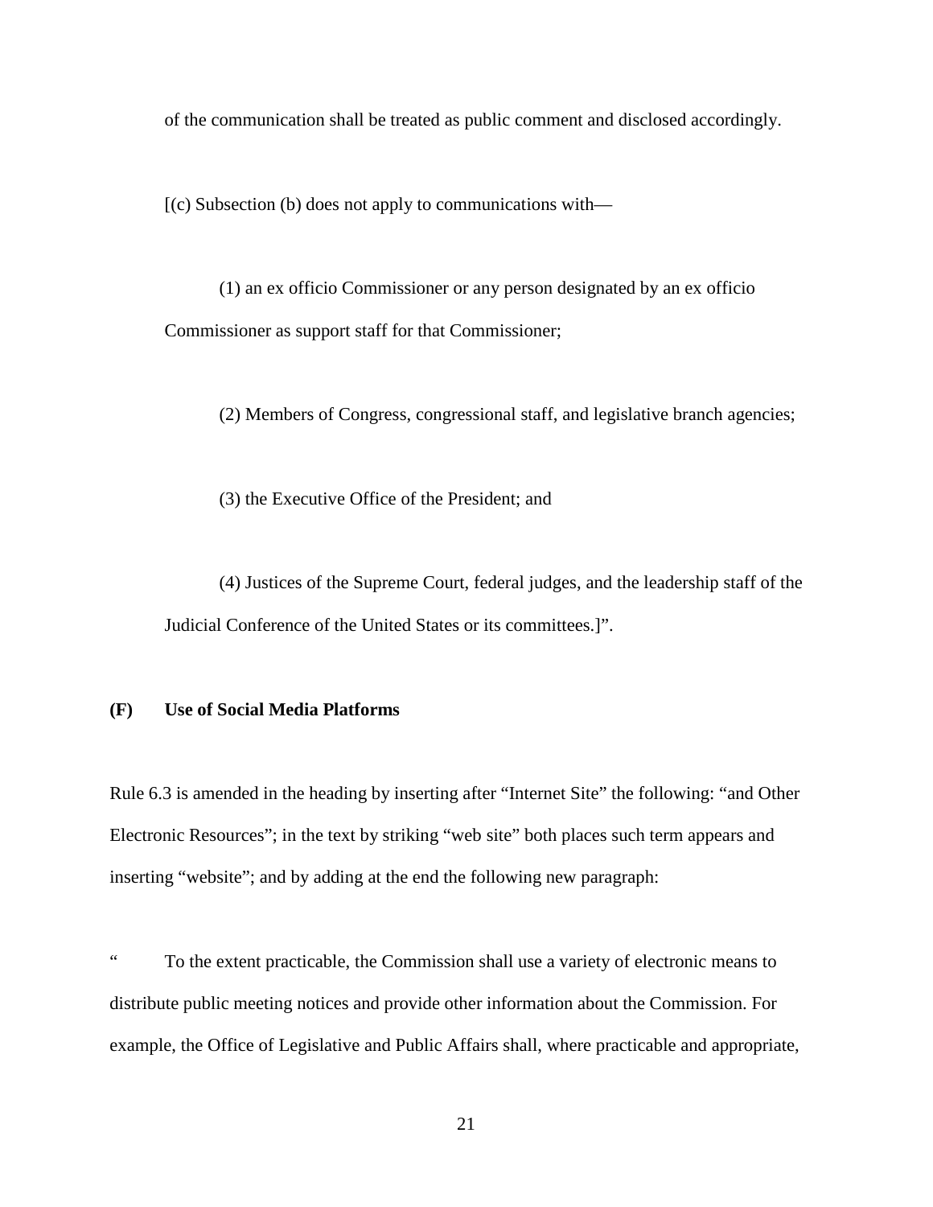of the communication shall be treated as public comment and disclosed accordingly.

[(c) Subsection (b) does not apply to communications with—

(1) an ex officio Commissioner or any person designated by an ex officio Commissioner as support staff for that Commissioner;

(2) Members of Congress, congressional staff, and legislative branch agencies;

(3) the Executive Office of the President; and

(4) Justices of the Supreme Court, federal judges, and the leadership staff of the Judicial Conference of the United States or its committees.]".

**(F) Use of Social Media Platforms**

Rule 6.3 is amended in the heading by inserting after "Internet Site" the following: "and Other Electronic Resources"; in the text by striking "web site" both places such term appears and inserting "website"; and by adding at the end the following new paragraph:

" To the extent practicable, the Commission shall use a variety of electronic means to distribute public meeting notices and provide other information about the Commission. For example, the Office of Legislative and Public Affairs shall, where practicable and appropriate,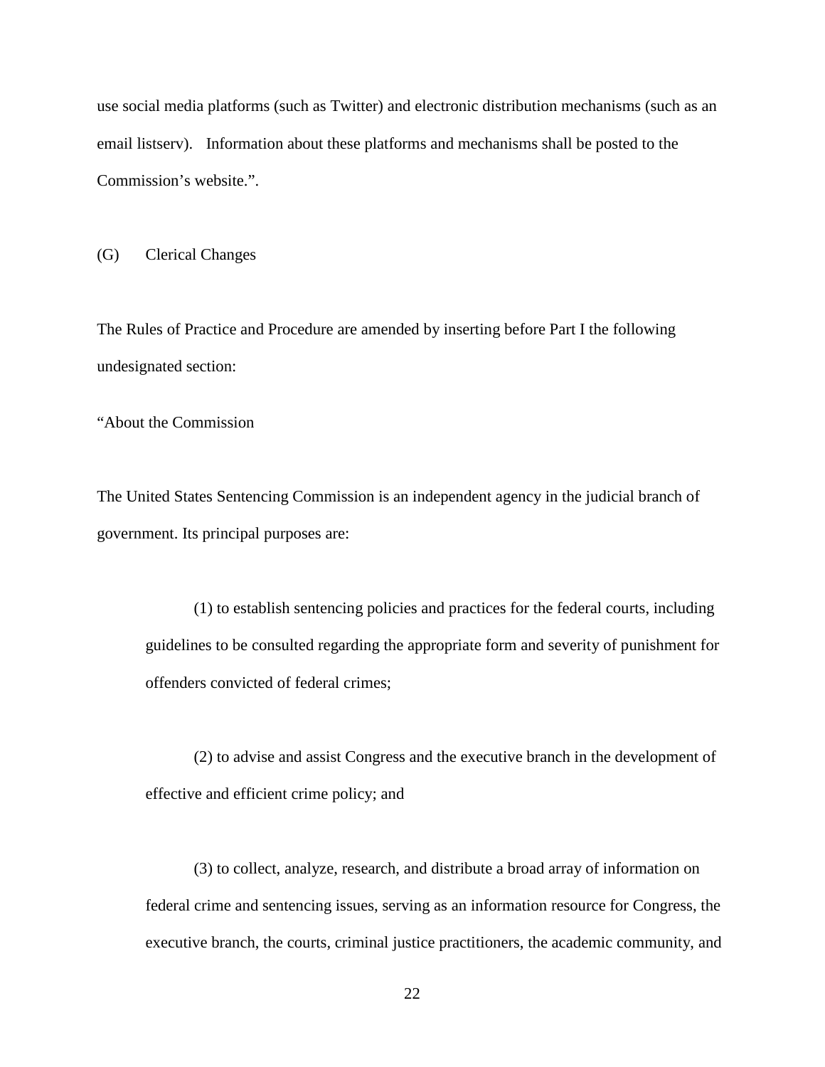use social media platforms (such as Twitter) and electronic distribution mechanisms (such as an email listserv). Information about these platforms and mechanisms shall be posted to the Commission's website.".

(G) Clerical Changes

The Rules of Practice and Procedure are amended by inserting before Part I the following undesignated section:

"About the Commission

The United States Sentencing Commission is an independent agency in the judicial branch of government. Its principal purposes are:

> (1) to establish sentencing policies and practices for the federal courts, including guidelines to be consulted regarding the appropriate form and severity of punishment for offenders convicted of federal crimes;
>
> (2) to advise and assist Congress and the executive branch in the development of effective and efficient crime policy; and
>
> (3) to collect, analyze, research, and distribute a broad array of information on federal crime and sentencing issues, serving as an information resource for Congress, the executive branch, the courts, criminal justice practitioners, the academic community, and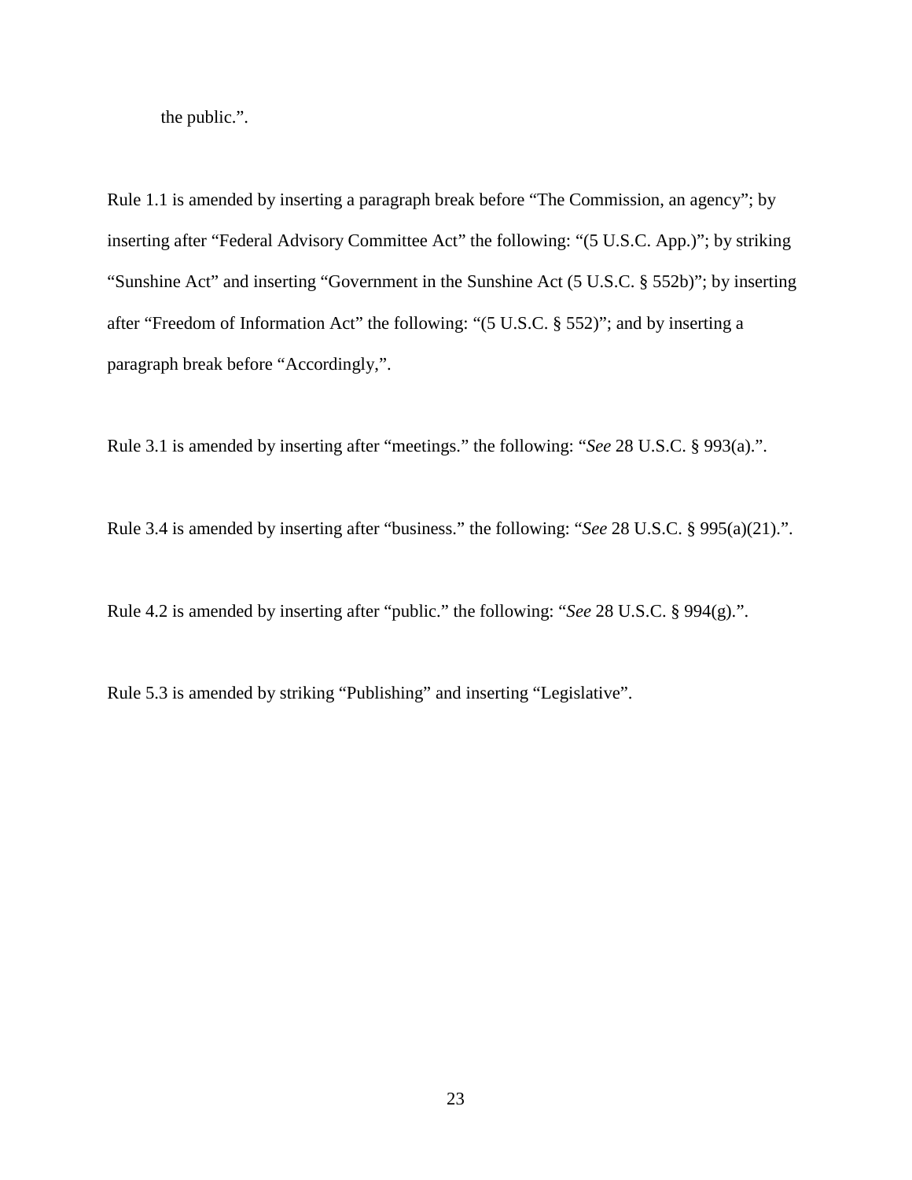the public.”.

Rule 1.1 is amended by inserting a paragraph break before “The Commission, an agency”; by inserting after “Federal Advisory Committee Act” the following: “(5 U.S.C. App.)”; by striking “Sunshine Act” and inserting “Government in the Sunshine Act (5 U.S.C. § 552b)”; by inserting after “Freedom of Information Act” the following: “(5 U.S.C. § 552)”; and by inserting a paragraph break before “Accordingly,”.

Rule 3.1 is amended by inserting after “meetings.” the following: “*See* 28 U.S.C. § 993(a).”.

Rule 3.4 is amended by inserting after “business.” the following: “*See* 28 U.S.C. § 995(a)(21).”.

Rule 4.2 is amended by inserting after “public.” the following: “*See* 28 U.S.C. § 994(g).”.

Rule 5.3 is amended by striking “Publishing” and inserting “Legislative”.